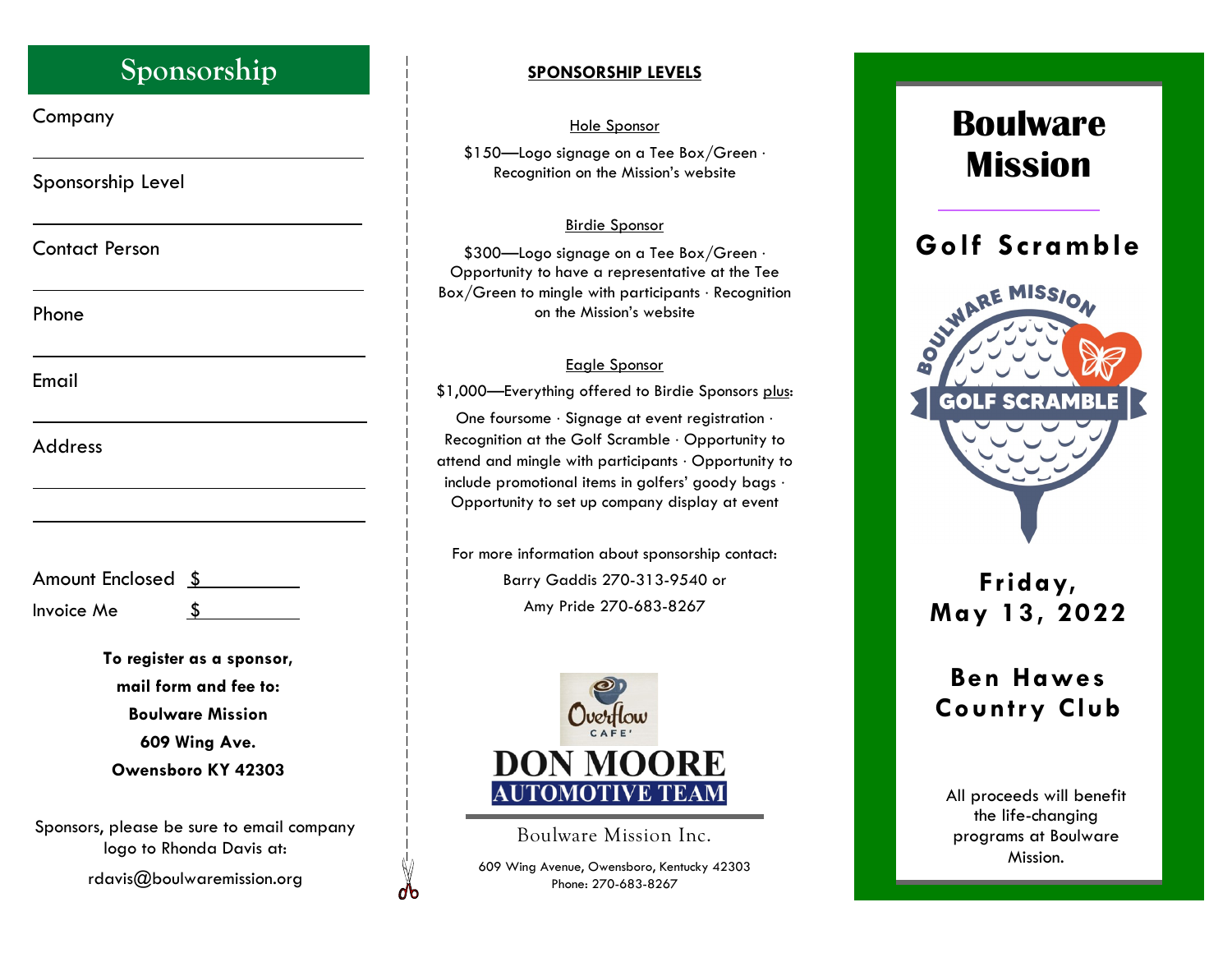# Sponsorship

Company

_______________________________

Sponsorship Level

_______________________________

Contact Person

_______________________________

Phone

_______________________________

Email

_______________________________

Address

_______________________________

_______________________________

Amount Enclosed $ __________

Invoice Me $ __________

**To register as a sponsor,**
**mail form and fee to:**
**Boulware Mission**
**609 Wing Ave.**
**Owensboro KY 42303**

Sponsors, please be sure to email company logo to Rhonda Davis at:

rdavis@boulwaremission.org

## SPONSORSHIP LEVELS

Hole Sponsor

$150—Logo signage on a Tee Box/Green · Recognition on the Mission's website

Birdie Sponsor

$300—Logo signage on a Tee Box/Green · Opportunity to have a representative at the Tee Box/Green to mingle with participants · Recognition on the Mission's website

Eagle Sponsor

$1,000—Everything offered to Birdie Sponsors plus:

One foursome · Signage at event registration · Recognition at the Golf Scramble · Opportunity to attend and mingle with participants · Opportunity to include promotional items in golfers' goody bags · Opportunity to set up company display at event

For more information about sponsorship contact:
Barry Gaddis 270-313-9540 or
Amy Pride 270-683-8267

Overflow CAFE'

DON MOORE AUTOMOTIVE TEAM

Boulware Mission Inc.

609 Wing Avenue, Owensboro, Kentucky 42303
Phone: 270-683-8267

# Boulware Mission

## Golf Scramble

BOULWARE MISSION GOLF SCRAMBLE

**Friday, May 13, 2022**

**Ben Hawes Country Club**

All proceeds will benefit the life-changing programs at Boulware Mission.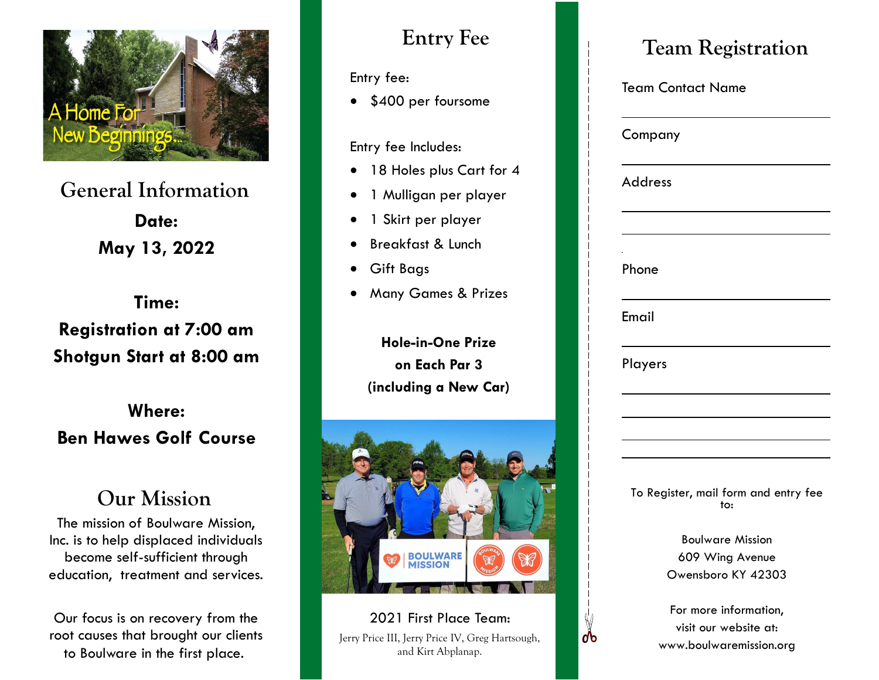A Home For New Beginnings...

## General Information

**Date:**

**May 13, 2022**

**Time:**

**Registration at 7:00 am**

**Shotgun Start at 8:00 am**

**Where:**

**Ben Hawes Golf Course**

## Our Mission

The mission of Boulware Mission, Inc. is to help displaced individuals become self-sufficient through education, treatment and services.

Our focus is on recovery from the root causes that brought our clients to Boulware in the first place.

## Entry Fee

Entry fee:

- $400 per foursome

Entry fee Includes:

- 18 Holes plus Cart for 4
- 1 Mulligan per player
- 1 Skirt per player
- Breakfast & Lunch
- Gift Bags
- Many Games & Prizes

**Hole-in-One Prize on Each Par 3 (including a New Car)**

BOULWARE MISSION

2021 First Place Team:

Jerry Price III, Jerry Price IV, Greg Hartsough, and Kirt Abplanap.

## Team Registration

Team Contact Name

______________________________

Company

______________________________

Address

______________________________

______________________________

Phone

______________________________

Email

______________________________

Players

______________________________

______________________________

______________________________

______________________________

To Register, mail form and entry fee to:

Boulware Mission
609 Wing Avenue
Owensboro KY 42303

For more information, visit our website at:
www.boulwaremission.org